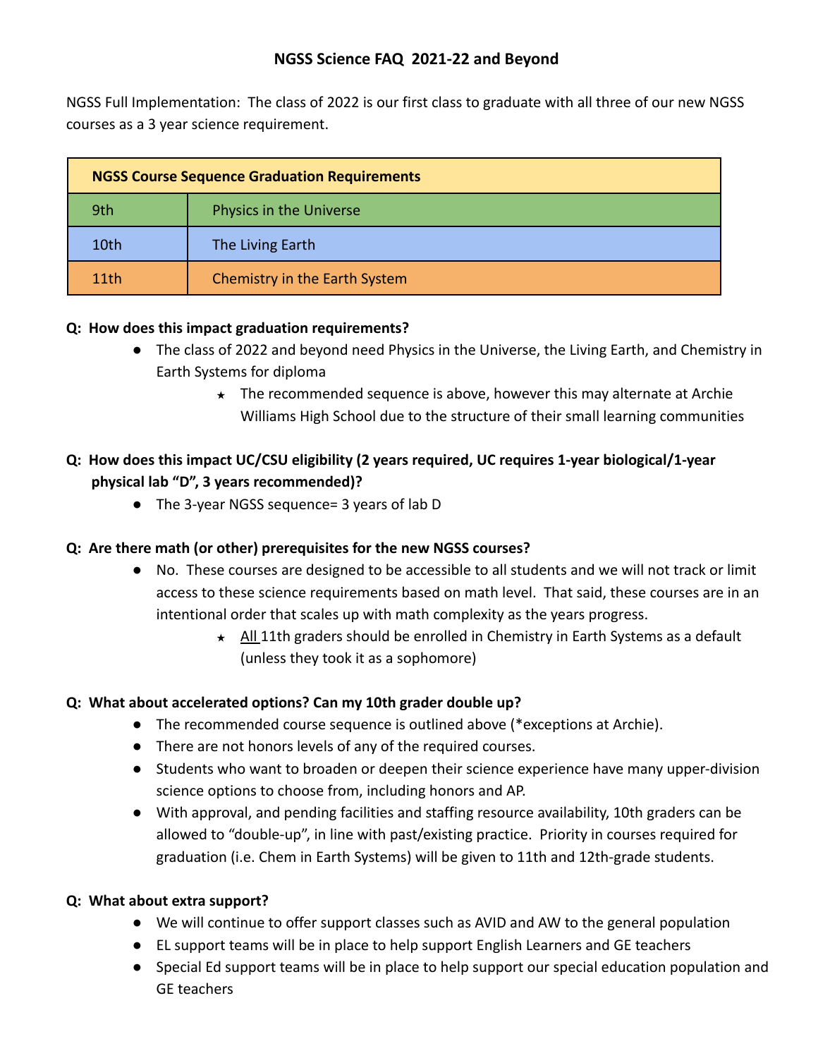# NGSS Science FAQ 2021-22 and Beyond

NGSS Full Implementation: The class of 2022 is our first class to graduate with all three of our new NGSS courses as a 3 year science requirement.

| NGSS Course Sequence Graduation Requirements | |
|---|---|
| 9th | Physics in the Universe |
| 10th | The Living Earth |
| 11th | Chemistry in the Earth System |

**Q: How does this impact graduation requirements?**

- The class of 2022 and beyond need Physics in the Universe, the Living Earth, and Chemistry in Earth Systems for diploma
  - ★ The recommended sequence is above, however this may alternate at Archie Williams High School due to the structure of their small learning communities

**Q: How does this impact UC/CSU eligibility (2 years required, UC requires 1-year biological/1-year physical lab "D", 3 years recommended)?**

- The 3-year NGSS sequence= 3 years of lab D

**Q: Are there math (or other) prerequisites for the new NGSS courses?**

- No. These courses are designed to be accessible to all students and we will not track or limit access to these science requirements based on math level. That said, these courses are in an intentional order that scales up with math complexity as the years progress.
  - ★ <u>All</u> 11th graders should be enrolled in Chemistry in Earth Systems as a default (unless they took it as a sophomore)

**Q: What about accelerated options? Can my 10th grader double up?**

- The recommended course sequence is outlined above (*exceptions at Archie).
- There are not honors levels of any of the required courses.
- Students who want to broaden or deepen their science experience have many upper-division science options to choose from, including honors and AP.
- With approval, and pending facilities and staffing resource availability, 10th graders can be allowed to "double-up", in line with past/existing practice. Priority in courses required for graduation (i.e. Chem in Earth Systems) will be given to 11th and 12th-grade students.

**Q: What about extra support?**

- We will continue to offer support classes such as AVID and AW to the general population
- EL support teams will be in place to help support English Learners and GE teachers
- Special Ed support teams will be in place to help support our special education population and GE teachers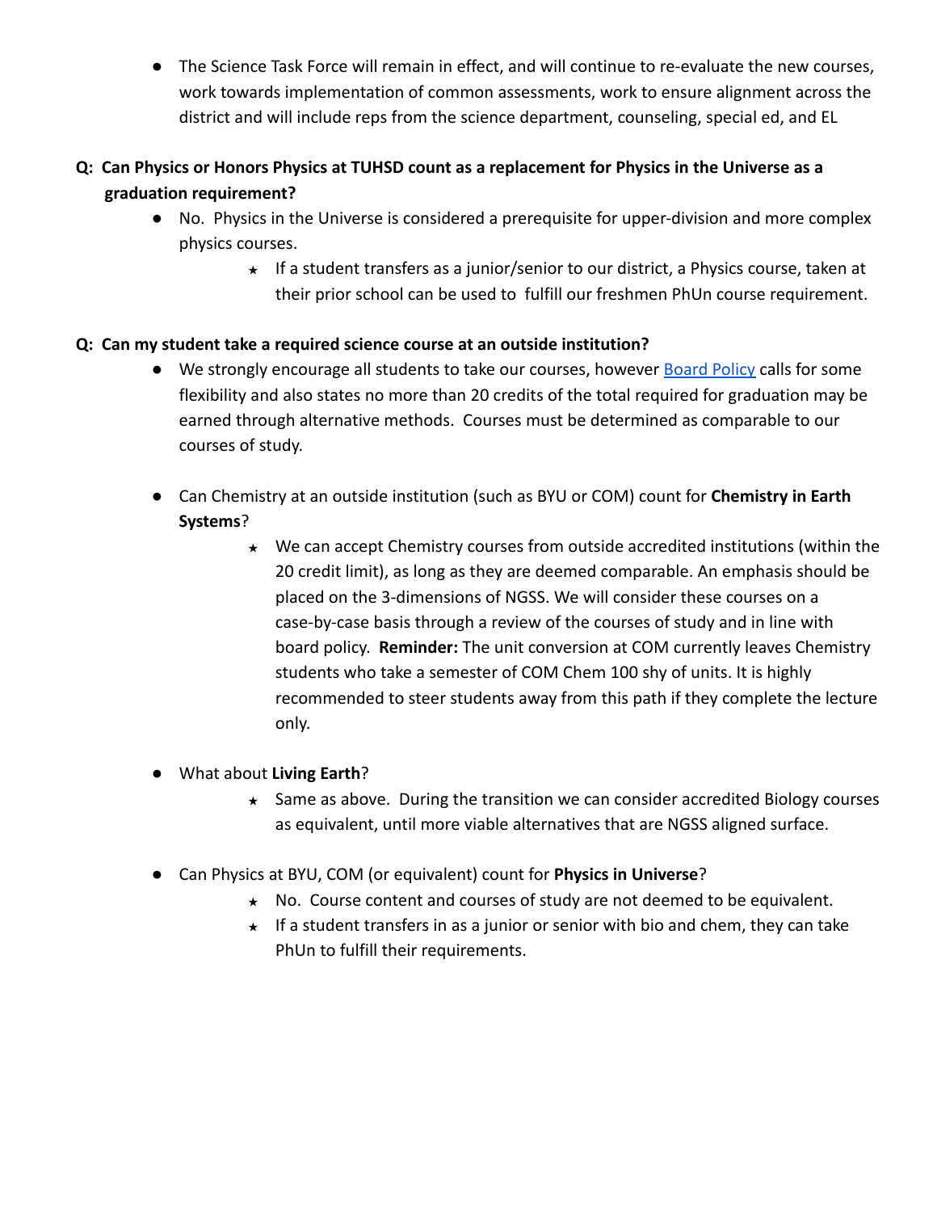- The Science Task Force will remain in effect, and will continue to re-evaluate the new courses, work towards implementation of common assessments, work to ensure alignment across the district and will include reps from the science department, counseling, special ed, and EL

**Q: Can Physics or Honors Physics at TUHSD count as a replacement for Physics in the Universe as a graduation requirement?**

- No. Physics in the Universe is considered a prerequisite for upper-division and more complex physics courses.
  - ★ If a student transfers as a junior/senior to our district, a Physics course, taken at their prior school can be used to fulfill our freshmen PhUn course requirement.

**Q: Can my student take a required science course at an outside institution?**

- We strongly encourage all students to take our courses, however Board Policy calls for some flexibility and also states no more than 20 credits of the total required for graduation may be earned through alternative methods. Courses must be determined as comparable to our courses of study.

- Can Chemistry at an outside institution (such as BYU or COM) count for **Chemistry in Earth Systems**?
  - ★ We can accept Chemistry courses from outside accredited institutions (within the 20 credit limit), as long as they are deemed comparable. An emphasis should be placed on the 3-dimensions of NGSS. We will consider these courses on a case-by-case basis through a review of the courses of study and in line with board policy. **Reminder:** The unit conversion at COM currently leaves Chemistry students who take a semester of COM Chem 100 shy of units. It is highly recommended to steer students away from this path if they complete the lecture only.

- What about **Living Earth**?
  - ★ Same as above. During the transition we can consider accredited Biology courses as equivalent, until more viable alternatives that are NGSS aligned surface.

- Can Physics at BYU, COM (or equivalent) count for **Physics in Universe**?
  - ★ No. Course content and courses of study are not deemed to be equivalent.
  - ★ If a student transfers in as a junior or senior with bio and chem, they can take PhUn to fulfill their requirements.